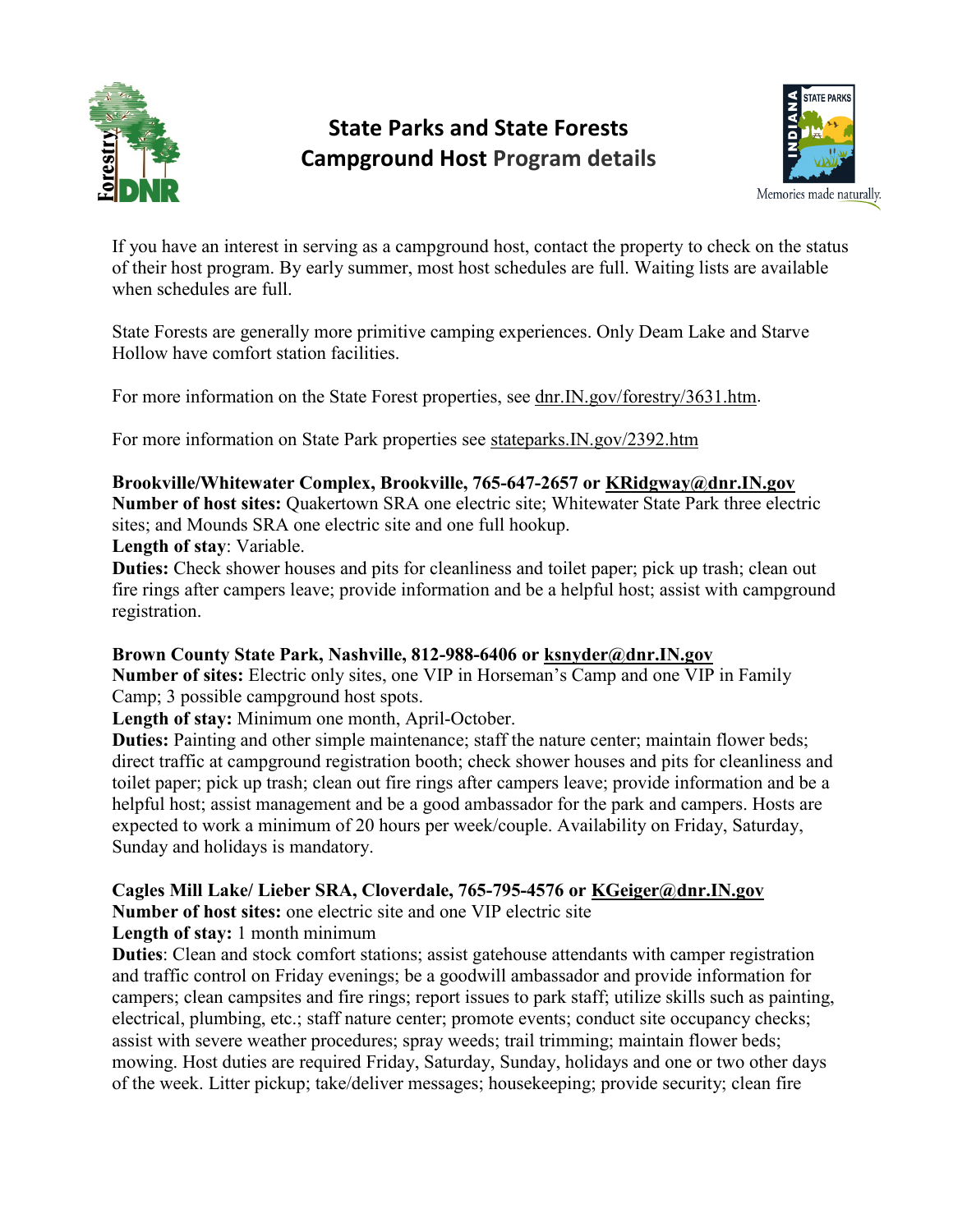# State Parks and State Forests Campground Host Program details

If you have an interest in serving as a campground host, contact the property to check on the status of their host program. By early summer, most host schedules are full. Waiting lists are available when schedules are full.

State Forests are generally more primitive camping experiences. Only Deam Lake and Starve Hollow have comfort station facilities.

For more information on the State Forest properties, see dnr.IN.gov/forestry/3631.htm.

For more information on State Park properties see stateparks.IN.gov/2392.htm

**Brookville/Whitewater Complex, Brookville, 765-647-2657 or KRidgway@dnr.IN.gov**
**Number of host sites:** Quakertown SRA one electric site; Whitewater State Park three electric sites; and Mounds SRA one electric site and one full hookup.
**Length of stay**: Variable.
**Duties:** Check shower houses and pits for cleanliness and toilet paper; pick up trash; clean out fire rings after campers leave; provide information and be a helpful host; assist with campground registration.

**Brown County State Park, Nashville, 812-988-6406 or ksnyder@dnr.IN.gov**
**Number of sites:** Electric only sites, one VIP in Horseman's Camp and one VIP in Family Camp; 3 possible campground host spots.
**Length of stay:** Minimum one month, April-October.
**Duties:** Painting and other simple maintenance; staff the nature center; maintain flower beds; direct traffic at campground registration booth; check shower houses and pits for cleanliness and toilet paper; pick up trash; clean out fire rings after campers leave; provide information and be a helpful host; assist management and be a good ambassador for the park and campers. Hosts are expected to work a minimum of 20 hours per week/couple. Availability on Friday, Saturday, Sunday and holidays is mandatory.

**Cagles Mill Lake/ Lieber SRA, Cloverdale, 765-795-4576 or KGeiger@dnr.IN.gov**
**Number of host sites:** one electric site and one VIP electric site
**Length of stay:** 1 month minimum
**Duties**: Clean and stock comfort stations; assist gatehouse attendants with camper registration and traffic control on Friday evenings; be a goodwill ambassador and provide information for campers; clean campsites and fire rings; report issues to park staff; utilize skills such as painting, electrical, plumbing, etc.; staff nature center; promote events; conduct site occupancy checks; assist with severe weather procedures; spray weeds; trail trimming; maintain flower beds; mowing. Host duties are required Friday, Saturday, Sunday, holidays and one or two other days of the week. Litter pickup; take/deliver messages; housekeeping; provide security; clean fire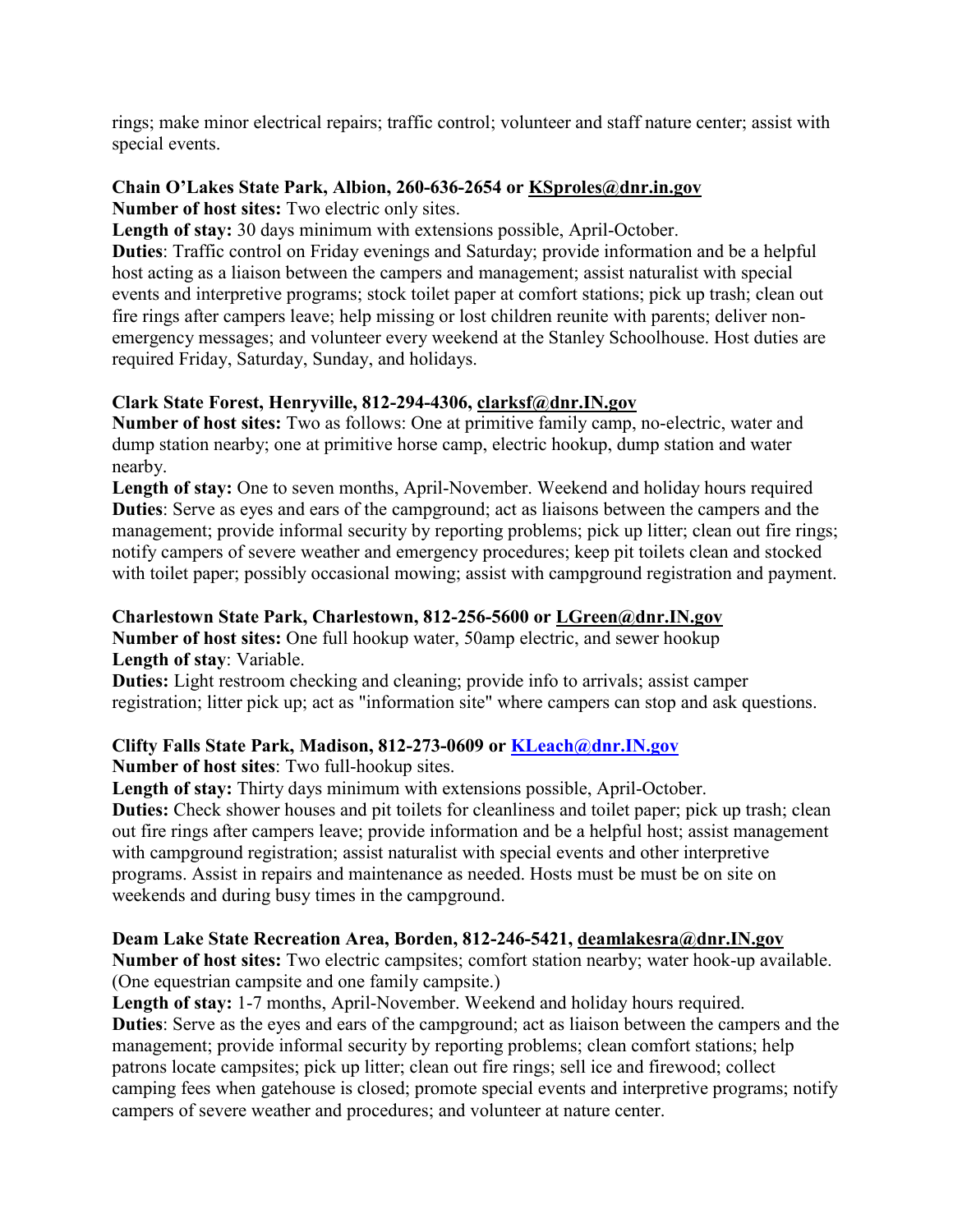rings; make minor electrical repairs; traffic control; volunteer and staff nature center; assist with special events.

**Chain O'Lakes State Park, Albion, 260-636-2654 or KSproles@dnr.in.gov**
**Number of host sites:** Two electric only sites.
**Length of stay:** 30 days minimum with extensions possible, April-October.
**Duties**: Traffic control on Friday evenings and Saturday; provide information and be a helpful host acting as a liaison between the campers and management; assist naturalist with special events and interpretive programs; stock toilet paper at comfort stations; pick up trash; clean out fire rings after campers leave; help missing or lost children reunite with parents; deliver non-emergency messages; and volunteer every weekend at the Stanley Schoolhouse. Host duties are required Friday, Saturday, Sunday, and holidays.

**Clark State Forest, Henryville, 812-294-4306, clarksf@dnr.IN.gov**
**Number of host sites:** Two as follows: One at primitive family camp, no-electric, water and dump station nearby; one at primitive horse camp, electric hookup, dump station and water nearby.
**Length of stay:** One to seven months, April-November. Weekend and holiday hours required
**Duties**: Serve as eyes and ears of the campground; act as liaisons between the campers and the management; provide informal security by reporting problems; pick up litter; clean out fire rings; notify campers of severe weather and emergency procedures; keep pit toilets clean and stocked with toilet paper; possibly occasional mowing; assist with campground registration and payment.

**Charlestown State Park, Charlestown, 812-256-5600 or LGreen@dnr.IN.gov**
**Number of host sites:** One full hookup water, 50amp electric, and sewer hookup
**Length of stay**: Variable.
**Duties:** Light restroom checking and cleaning; provide info to arrivals; assist camper registration; litter pick up; act as "information site" where campers can stop and ask questions.

**Clifty Falls State Park, Madison, 812-273-0609 or KLeach@dnr.IN.gov**
**Number of host sites**: Two full-hookup sites.
**Length of stay:** Thirty days minimum with extensions possible, April-October.
**Duties:** Check shower houses and pit toilets for cleanliness and toilet paper; pick up trash; clean out fire rings after campers leave; provide information and be a helpful host; assist management with campground registration; assist naturalist with special events and other interpretive programs. Assist in repairs and maintenance as needed. Hosts must be must be on site on weekends and during busy times in the campground.

**Deam Lake State Recreation Area, Borden, 812-246-5421, deamlakesra@dnr.IN.gov**
**Number of host sites:** Two electric campsites; comfort station nearby; water hook-up available. (One equestrian campsite and one family campsite.)
**Length of stay:** 1-7 months, April-November. Weekend and holiday hours required.
**Duties**: Serve as the eyes and ears of the campground; act as liaison between the campers and the management; provide informal security by reporting problems; clean comfort stations; help patrons locate campsites; pick up litter; clean out fire rings; sell ice and firewood; collect camping fees when gatehouse is closed; promote special events and interpretive programs; notify campers of severe weather and procedures; and volunteer at nature center.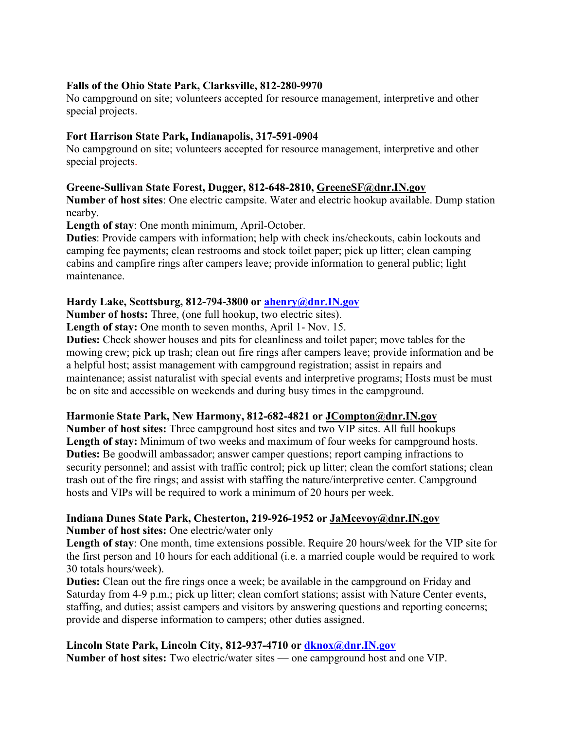**Falls of the Ohio State Park, Clarksville, 812-280-9970**
No campground on site; volunteers accepted for resource management, interpretive and other special projects.

**Fort Harrison State Park, Indianapolis, 317-591-0904**
No campground on site; volunteers accepted for resource management, interpretive and other special projects.

**Greene-Sullivan State Forest, Dugger, 812-648-2810, GreeneSF@dnr.IN.gov**
**Number of host sites**: One electric campsite. Water and electric hookup available. Dump station nearby.
**Length of stay**: One month minimum, April-October.
**Duties**: Provide campers with information; help with check ins/checkouts, cabin lockouts and camping fee payments; clean restrooms and stock toilet paper; pick up litter; clean camping cabins and campfire rings after campers leave; provide information to general public; light maintenance.

**Hardy Lake, Scottsburg, 812-794-3800 or ahenry@dnr.IN.gov**
**Number of hosts:** Three, (one full hookup, two electric sites).
**Length of stay:** One month to seven months, April 1- Nov. 15.
**Duties:** Check shower houses and pits for cleanliness and toilet paper; move tables for the mowing crew; pick up trash; clean out fire rings after campers leave; provide information and be a helpful host; assist management with campground registration; assist in repairs and maintenance; assist naturalist with special events and interpretive programs; Hosts must be must be on site and accessible on weekends and during busy times in the campground.

**Harmonie State Park, New Harmony, 812-682-4821 or JCompton@dnr.IN.gov**
**Number of host sites:** Three campground host sites and two VIP sites. All full hookups
**Length of stay:** Minimum of two weeks and maximum of four weeks for campground hosts.
**Duties:** Be goodwill ambassador; answer camper questions; report camping infractions to security personnel; and assist with traffic control; pick up litter; clean the comfort stations; clean trash out of the fire rings; and assist with staffing the nature/interpretive center. Campground hosts and VIPs will be required to work a minimum of 20 hours per week.

**Indiana Dunes State Park, Chesterton, 219-926-1952 or JaMcevoy@dnr.IN.gov**
**Number of host sites:** One electric/water only
**Length of stay**: One month, time extensions possible. Require 20 hours/week for the VIP site for the first person and 10 hours for each additional (i.e. a married couple would be required to work 30 totals hours/week).
**Duties:** Clean out the fire rings once a week; be available in the campground on Friday and Saturday from 4-9 p.m.; pick up litter; clean comfort stations; assist with Nature Center events, staffing, and duties; assist campers and visitors by answering questions and reporting concerns; provide and disperse information to campers; other duties assigned.

**Lincoln State Park, Lincoln City, 812-937-4710 or dknox@dnr.IN.gov**
**Number of host sites:** Two electric/water sites — one campground host and one VIP.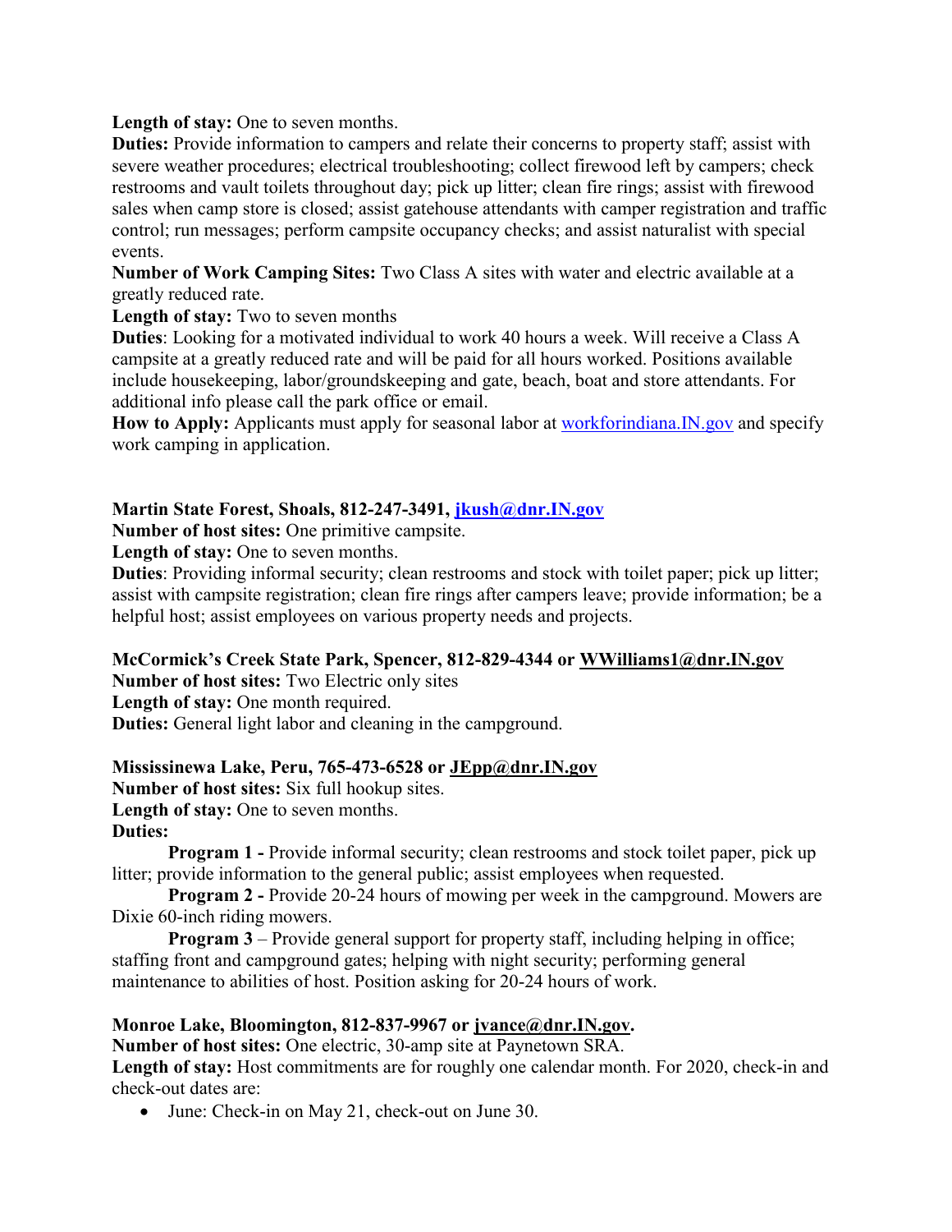**Length of stay:** One to seven months.

**Duties:** Provide information to campers and relate their concerns to property staff; assist with severe weather procedures; electrical troubleshooting; collect firewood left by campers; check restrooms and vault toilets throughout day; pick up litter; clean fire rings; assist with firewood sales when camp store is closed; assist gatehouse attendants with camper registration and traffic control; run messages; perform campsite occupancy checks; and assist naturalist with special events.

**Number of Work Camping Sites:** Two Class A sites with water and electric available at a greatly reduced rate.

**Length of stay:** Two to seven months

**Duties**: Looking for a motivated individual to work 40 hours a week. Will receive a Class A campsite at a greatly reduced rate and will be paid for all hours worked. Positions available include housekeeping, labor/groundskeeping and gate, beach, boat and store attendants. For additional info please call the park office or email.

**How to Apply:** Applicants must apply for seasonal labor at workforindiana.IN.gov and specify work camping in application.

**Martin State Forest, Shoals, 812-247-3491, jkush@dnr.IN.gov**

**Number of host sites:** One primitive campsite.

**Length of stay:** One to seven months.

**Duties**: Providing informal security; clean restrooms and stock with toilet paper; pick up litter; assist with campsite registration; clean fire rings after campers leave; provide information; be a helpful host; assist employees on various property needs and projects.

**McCormick's Creek State Park, Spencer, 812-829-4344 or WWilliams1@dnr.IN.gov**

**Number of host sites:** Two Electric only sites

**Length of stay:** One month required.

**Duties:** General light labor and cleaning in the campground.

**Mississinewa Lake, Peru, 765-473-6528 or JEpp@dnr.IN.gov**

**Number of host sites:** Six full hookup sites.

**Length of stay:** One to seven months.

**Duties:**

**Program 1 -** Provide informal security; clean restrooms and stock toilet paper, pick up litter; provide information to the general public; assist employees when requested.

**Program 2 -** Provide 20-24 hours of mowing per week in the campground. Mowers are Dixie 60-inch riding mowers.

**Program 3** – Provide general support for property staff, including helping in office; staffing front and campground gates; helping with night security; performing general maintenance to abilities of host. Position asking for 20-24 hours of work.

**Monroe Lake, Bloomington, 812-837-9967 or jvance@dnr.IN.gov.**

**Number of host sites:** One electric, 30-amp site at Paynetown SRA.

**Length of stay:** Host commitments are for roughly one calendar month. For 2020, check-in and check-out dates are:

- June: Check-in on May 21, check-out on June 30.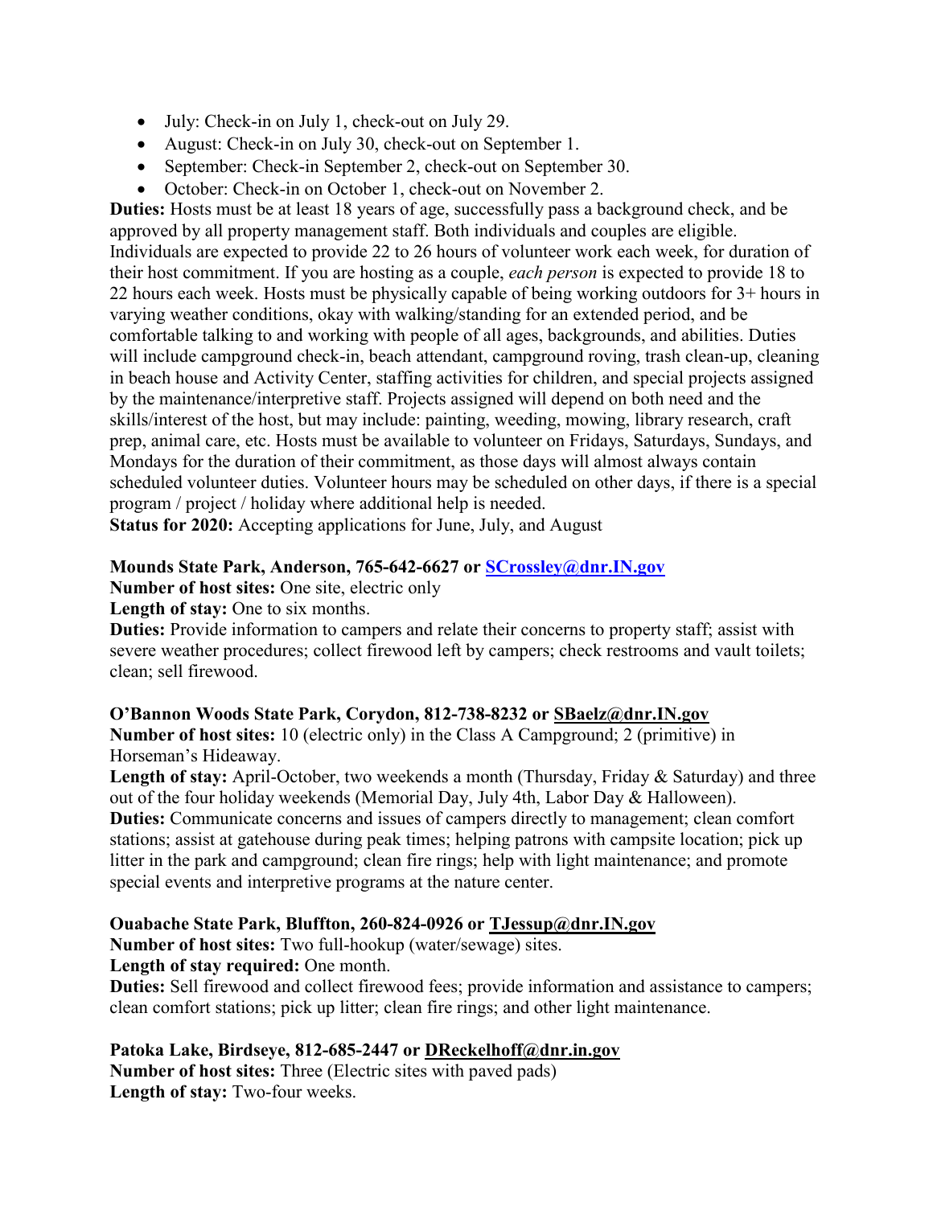- July: Check-in on July 1, check-out on July 29.
- August: Check-in on July 30, check-out on September 1.
- September: Check-in September 2, check-out on September 30.
- October: Check-in on October 1, check-out on November 2.

**Duties:** Hosts must be at least 18 years of age, successfully pass a background check, and be approved by all property management staff. Both individuals and couples are eligible. Individuals are expected to provide 22 to 26 hours of volunteer work each week, for duration of their host commitment. If you are hosting as a couple, *each person* is expected to provide 18 to 22 hours each week. Hosts must be physically capable of being working outdoors for 3+ hours in varying weather conditions, okay with walking/standing for an extended period, and be comfortable talking to and working with people of all ages, backgrounds, and abilities. Duties will include campground check-in, beach attendant, campground roving, trash clean-up, cleaning in beach house and Activity Center, staffing activities for children, and special projects assigned by the maintenance/interpretive staff. Projects assigned will depend on both need and the skills/interest of the host, but may include: painting, weeding, mowing, library research, craft prep, animal care, etc. Hosts must be available to volunteer on Fridays, Saturdays, Sundays, and Mondays for the duration of their commitment, as those days will almost always contain scheduled volunteer duties. Volunteer hours may be scheduled on other days, if there is a special program / project / holiday where additional help is needed.

**Status for 2020:** Accepting applications for June, July, and August

**Mounds State Park, Anderson, 765-642-6627 or SCrossley@dnr.IN.gov**

**Number of host sites:** One site, electric only

**Length of stay:** One to six months.

**Duties:** Provide information to campers and relate their concerns to property staff; assist with severe weather procedures; collect firewood left by campers; check restrooms and vault toilets; clean; sell firewood.

**O'Bannon Woods State Park, Corydon, 812-738-8232 or SBaelz@dnr.IN.gov**

**Number of host sites:** 10 (electric only) in the Class A Campground; 2 (primitive) in Horseman's Hideaway.

**Length of stay:** April-October, two weekends a month (Thursday, Friday & Saturday) and three out of the four holiday weekends (Memorial Day, July 4th, Labor Day & Halloween).

**Duties:** Communicate concerns and issues of campers directly to management; clean comfort stations; assist at gatehouse during peak times; helping patrons with campsite location; pick up litter in the park and campground; clean fire rings; help with light maintenance; and promote special events and interpretive programs at the nature center.

**Ouabache State Park, Bluffton, 260-824-0926 or TJessup@dnr.IN.gov**

**Number of host sites:** Two full-hookup (water/sewage) sites.

**Length of stay required:** One month.

**Duties:** Sell firewood and collect firewood fees; provide information and assistance to campers; clean comfort stations; pick up litter; clean fire rings; and other light maintenance.

**Patoka Lake, Birdseye, 812-685-2447 or DReckelhoff@dnr.in.gov**

**Number of host sites:** Three (Electric sites with paved pads)

**Length of stay:** Two-four weeks.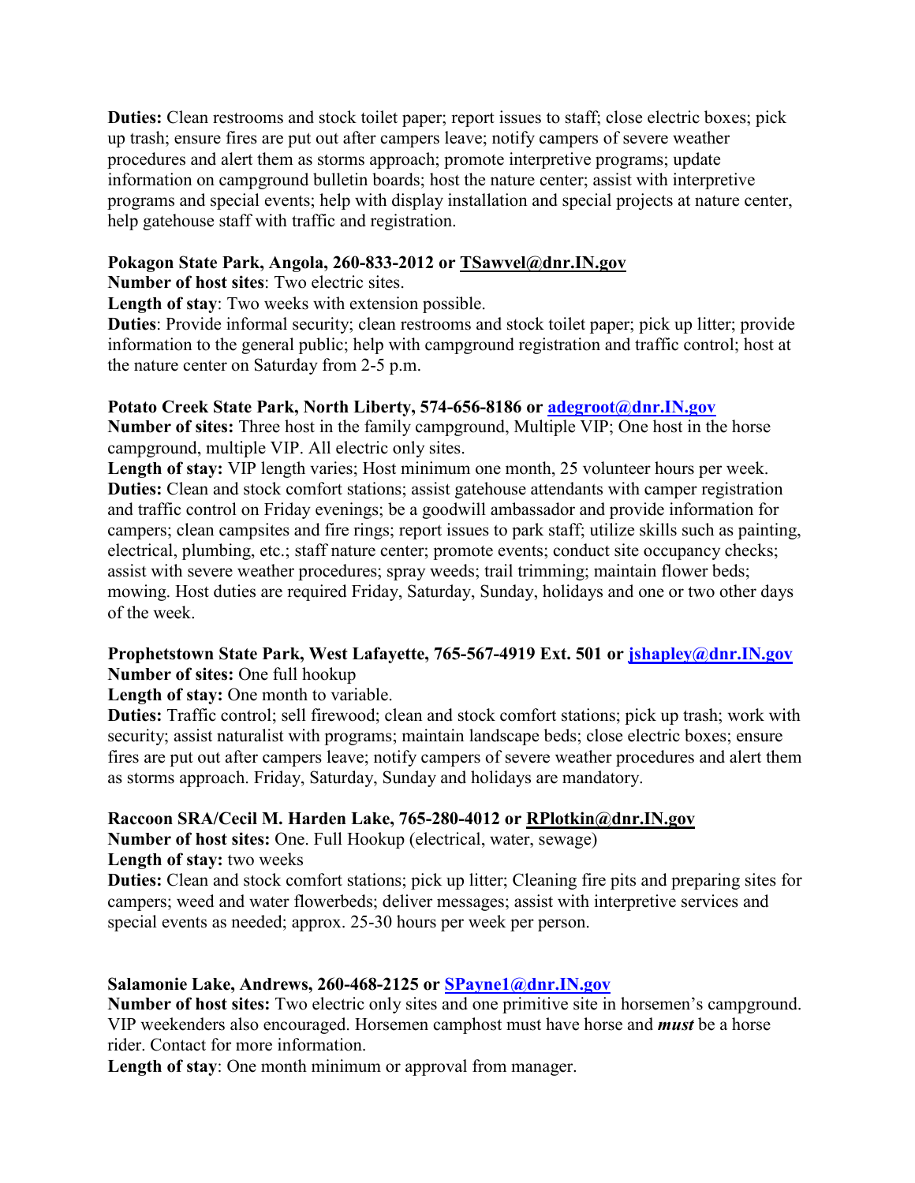**Duties:** Clean restrooms and stock toilet paper; report issues to staff; close electric boxes; pick up trash; ensure fires are put out after campers leave; notify campers of severe weather procedures and alert them as storms approach; promote interpretive programs; update information on campground bulletin boards; host the nature center; assist with interpretive programs and special events; help with display installation and special projects at nature center, help gatehouse staff with traffic and registration.

**Pokagon State Park, Angola, 260-833-2012 or TSawvel@dnr.IN.gov**
**Number of host sites**: Two electric sites.
**Length of stay**: Two weeks with extension possible.
**Duties**: Provide informal security; clean restrooms and stock toilet paper; pick up litter; provide information to the general public; help with campground registration and traffic control; host at the nature center on Saturday from 2-5 p.m.

**Potato Creek State Park, North Liberty, 574-656-8186 or adegroot@dnr.IN.gov**
**Number of sites:** Three host in the family campground, Multiple VIP; One host in the horse campground, multiple VIP. All electric only sites.
**Length of stay:** VIP length varies; Host minimum one month, 25 volunteer hours per week.
**Duties:** Clean and stock comfort stations; assist gatehouse attendants with camper registration and traffic control on Friday evenings; be a goodwill ambassador and provide information for campers; clean campsites and fire rings; report issues to park staff; utilize skills such as painting, electrical, plumbing, etc.; staff nature center; promote events; conduct site occupancy checks; assist with severe weather procedures; spray weeds; trail trimming; maintain flower beds; mowing. Host duties are required Friday, Saturday, Sunday, holidays and one or two other days of the week.

**Prophetstown State Park, West Lafayette, 765-567-4919 Ext. 501 or jshapley@dnr.IN.gov**
**Number of sites:** One full hookup
**Length of stay:** One month to variable.
**Duties:** Traffic control; sell firewood; clean and stock comfort stations; pick up trash; work with security; assist naturalist with programs; maintain landscape beds; close electric boxes; ensure fires are put out after campers leave; notify campers of severe weather procedures and alert them as storms approach. Friday, Saturday, Sunday and holidays are mandatory.

**Raccoon SRA/Cecil M. Harden Lake, 765-280-4012 or RPlotkin@dnr.IN.gov**
**Number of host sites:** One. Full Hookup (electrical, water, sewage)
**Length of stay:** two weeks
**Duties:** Clean and stock comfort stations; pick up litter; Cleaning fire pits and preparing sites for campers; weed and water flowerbeds; deliver messages; assist with interpretive services and special events as needed; approx. 25-30 hours per week per person.

**Salamonie Lake, Andrews, 260-468-2125 or SPayne1@dnr.IN.gov**
**Number of host sites:** Two electric only sites and one primitive site in horsemen's campground. VIP weekenders also encouraged. Horsemen camphost must have horse and ***must*** be a horse rider. Contact for more information.
**Length of stay**: One month minimum or approval from manager.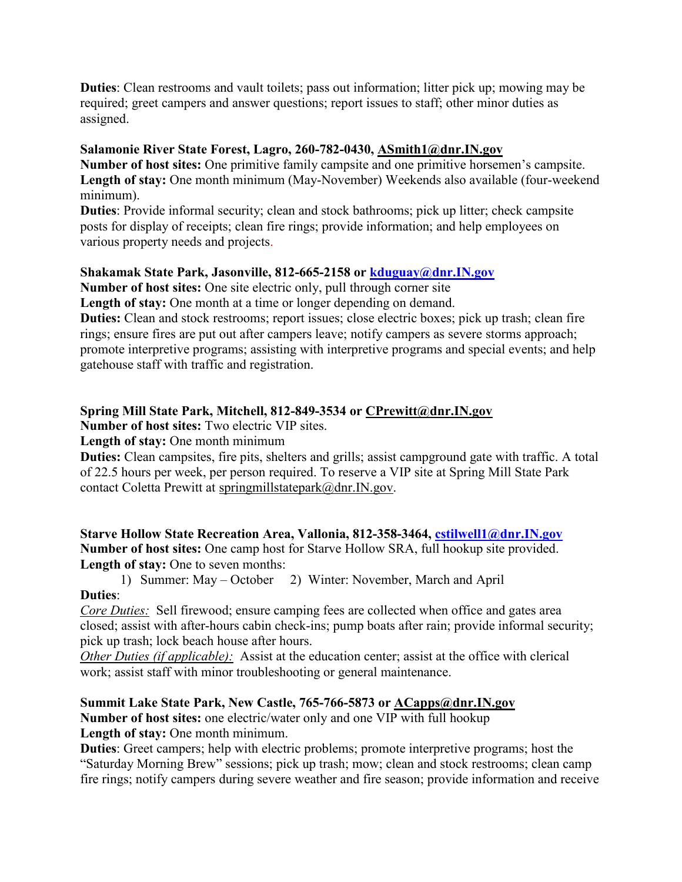**Duties**: Clean restrooms and vault toilets; pass out information; litter pick up; mowing may be required; greet campers and answer questions; report issues to staff; other minor duties as assigned.

**Salamonie River State Forest, Lagro, 260-782-0430, ASmith1@dnr.IN.gov**
**Number of host sites:** One primitive family campsite and one primitive horsemen's campsite.
**Length of stay:** One month minimum (May-November) Weekends also available (four-weekend minimum).
**Duties**: Provide informal security; clean and stock bathrooms; pick up litter; check campsite posts for display of receipts; clean fire rings; provide information; and help employees on various property needs and projects.

**Shakamak State Park, Jasonville, 812-665-2158 or kduguay@dnr.IN.gov**
**Number of host sites:** One site electric only, pull through corner site
**Length of stay:** One month at a time or longer depending on demand.
**Duties:** Clean and stock restrooms; report issues; close electric boxes; pick up trash; clean fire rings; ensure fires are put out after campers leave; notify campers as severe storms approach; promote interpretive programs; assisting with interpretive programs and special events; and help gatehouse staff with traffic and registration.

**Spring Mill State Park, Mitchell, 812-849-3534 or CPrewitt@dnr.IN.gov**
**Number of host sites:** Two electric VIP sites.
**Length of stay:** One month minimum
**Duties:** Clean campsites, fire pits, shelters and grills; assist campground gate with traffic. A total of 22.5 hours per week, per person required. To reserve a VIP site at Spring Mill State Park contact Coletta Prewitt at springmillstatepark@dnr.IN.gov.

**Starve Hollow State Recreation Area, Vallonia, 812-358-3464, cstilwell1@dnr.IN.gov**
**Number of host sites:** One camp host for Starve Hollow SRA, full hookup site provided.
**Length of stay:** One to seven months:

1) Summer: May – October 2) Winter: November, March and April

**Duties**:
*Core Duties:* Sell firewood; ensure camping fees are collected when office and gates area closed; assist with after-hours cabin check-ins; pump boats after rain; provide informal security; pick up trash; lock beach house after hours.
*Other Duties (if applicable):* Assist at the education center; assist at the office with clerical work; assist staff with minor troubleshooting or general maintenance.

**Summit Lake State Park, New Castle, 765-766-5873 or ACapps@dnr.IN.gov**
**Number of host sites:** one electric/water only and one VIP with full hookup
**Length of stay:** One month minimum.
**Duties**: Greet campers; help with electric problems; promote interpretive programs; host the "Saturday Morning Brew" sessions; pick up trash; mow; clean and stock restrooms; clean camp fire rings; notify campers during severe weather and fire season; provide information and receive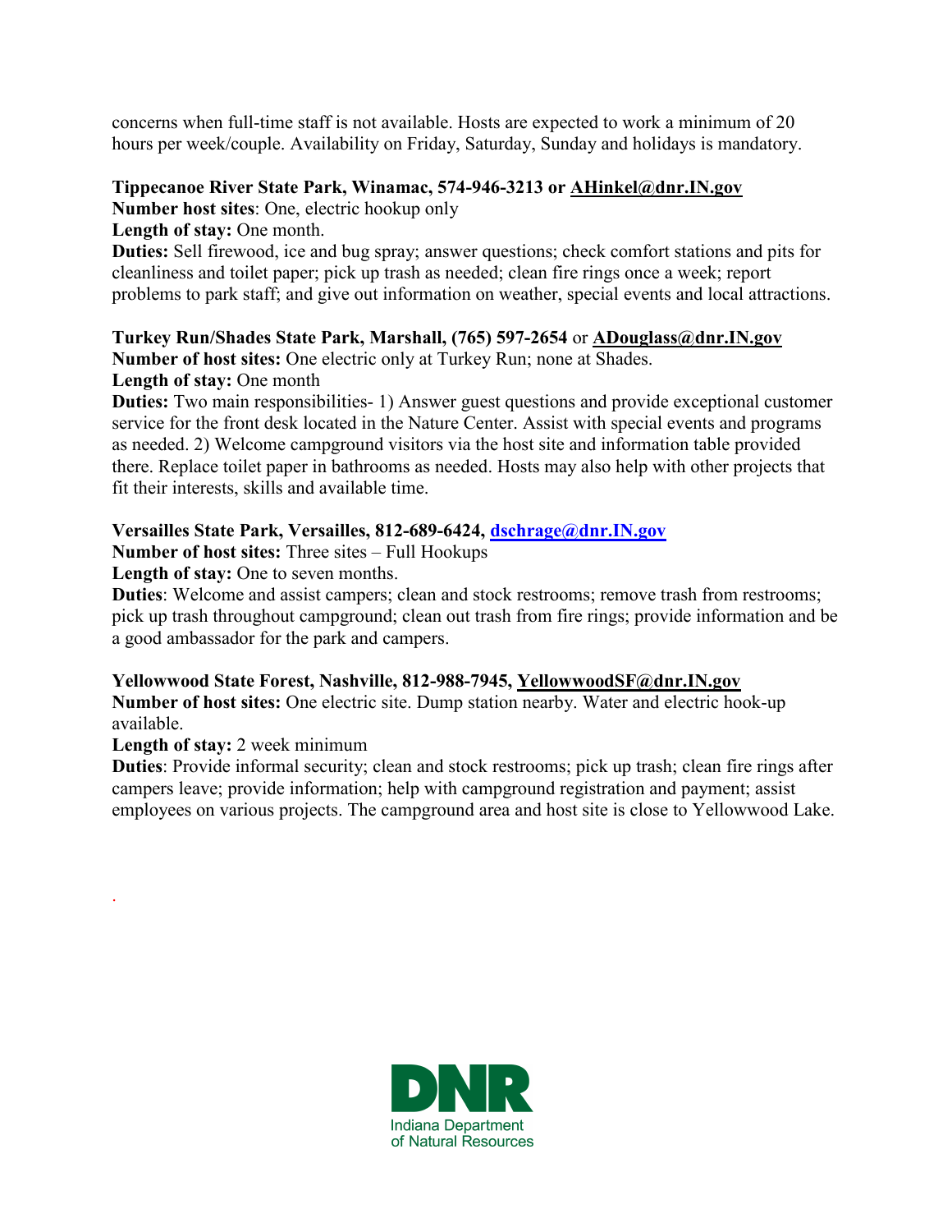concerns when full-time staff is not available. Hosts are expected to work a minimum of 20 hours per week/couple. Availability on Friday, Saturday, Sunday and holidays is mandatory.

**Tippecanoe River State Park, Winamac, 574-946-3213 or AHinkel@dnr.IN.gov**
**Number host sites**: One, electric hookup only
**Length of stay:** One month.
**Duties:** Sell firewood, ice and bug spray; answer questions; check comfort stations and pits for cleanliness and toilet paper; pick up trash as needed; clean fire rings once a week; report problems to park staff; and give out information on weather, special events and local attractions.

**Turkey Run/Shades State Park, Marshall, (765) 597-2654** or **ADouglass@dnr.IN.gov**
**Number of host sites:** One electric only at Turkey Run; none at Shades.
**Length of stay:** One month
**Duties:** Two main responsibilities- 1) Answer guest questions and provide exceptional customer service for the front desk located in the Nature Center. Assist with special events and programs as needed. 2) Welcome campground visitors via the host site and information table provided there. Replace toilet paper in bathrooms as needed. Hosts may also help with other projects that fit their interests, skills and available time.

**Versailles State Park, Versailles, 812-689-6424, dschrage@dnr.IN.gov**
**Number of host sites:** Three sites – Full Hookups
**Length of stay:** One to seven months.
**Duties**: Welcome and assist campers; clean and stock restrooms; remove trash from restrooms; pick up trash throughout campground; clean out trash from fire rings; provide information and be a good ambassador for the park and campers.

**Yellowwood State Forest, Nashville, 812-988-7945, YellowwoodSF@dnr.IN.gov**
**Number of host sites:** One electric site. Dump station nearby. Water and electric hook-up available.
**Length of stay:** 2 week minimum
**Duties**: Provide informal security; clean and stock restrooms; pick up trash; clean fire rings after campers leave; provide information; help with campground registration and payment; assist employees on various projects. The campground area and host site is close to Yellowwood Lake.

DNR
Indiana Department of Natural Resources